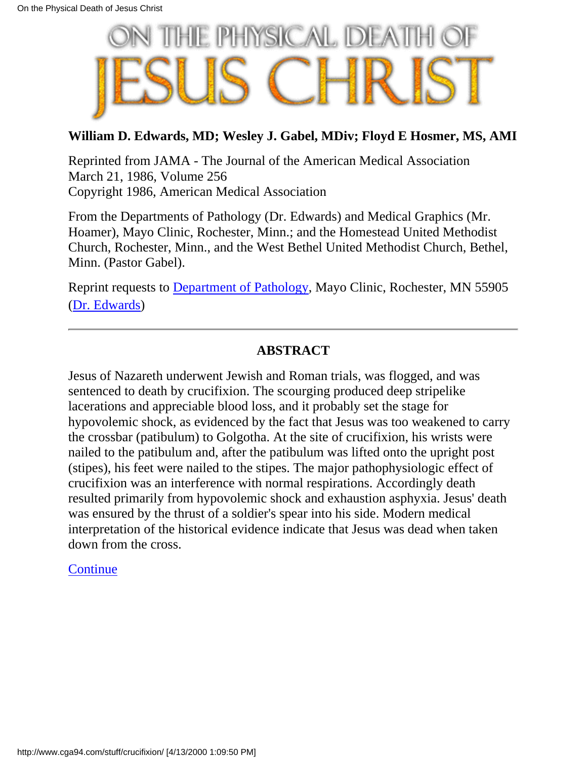# ON THE PHYSICAL DEATH OF JESUS CHRIST

**William D. Edwards, MD; Wesley J. Gabel, MDiv; Floyd E Hosmer, MS, AMI**

Reprinted from JAMA - The Journal of the American Medical Association
March 21, 1986, Volume 256
Copyright 1986, American Medical Association

From the Departments of Pathology (Dr. Edwards) and Medical Graphics (Mr. Hoamer), Mayo Clinic, Rochester, Minn.; and the Homestead United Methodist Church, Rochester, Minn., and the West Bethel United Methodist Church, Bethel, Minn. (Pastor Gabel).

Reprint requests to Department of Pathology, Mayo Clinic, Rochester, MN 55905 (Dr. Edwards)

---

## ABSTRACT

Jesus of Nazareth underwent Jewish and Roman trials, was flogged, and was sentenced to death by crucifixion. The scourging produced deep stripelike lacerations and appreciable blood loss, and it probably set the stage for hypovolemic shock, as evidenced by the fact that Jesus was too weakened to carry the crossbar (patibulum) to Golgotha. At the site of crucifixion, his wrists were nailed to the patibulum and, after the patibulum was lifted onto the upright post (stipes), his feet were nailed to the stipes. The major pathophysiologic effect of crucifixion was an interference with normal respirations. Accordingly death resulted primarily from hypovolemic shock and exhaustion asphyxia. Jesus' death was ensured by the thrust of a soldier's spear into his side. Modern medical interpretation of the historical evidence indicate that Jesus was dead when taken down from the cross.

Continue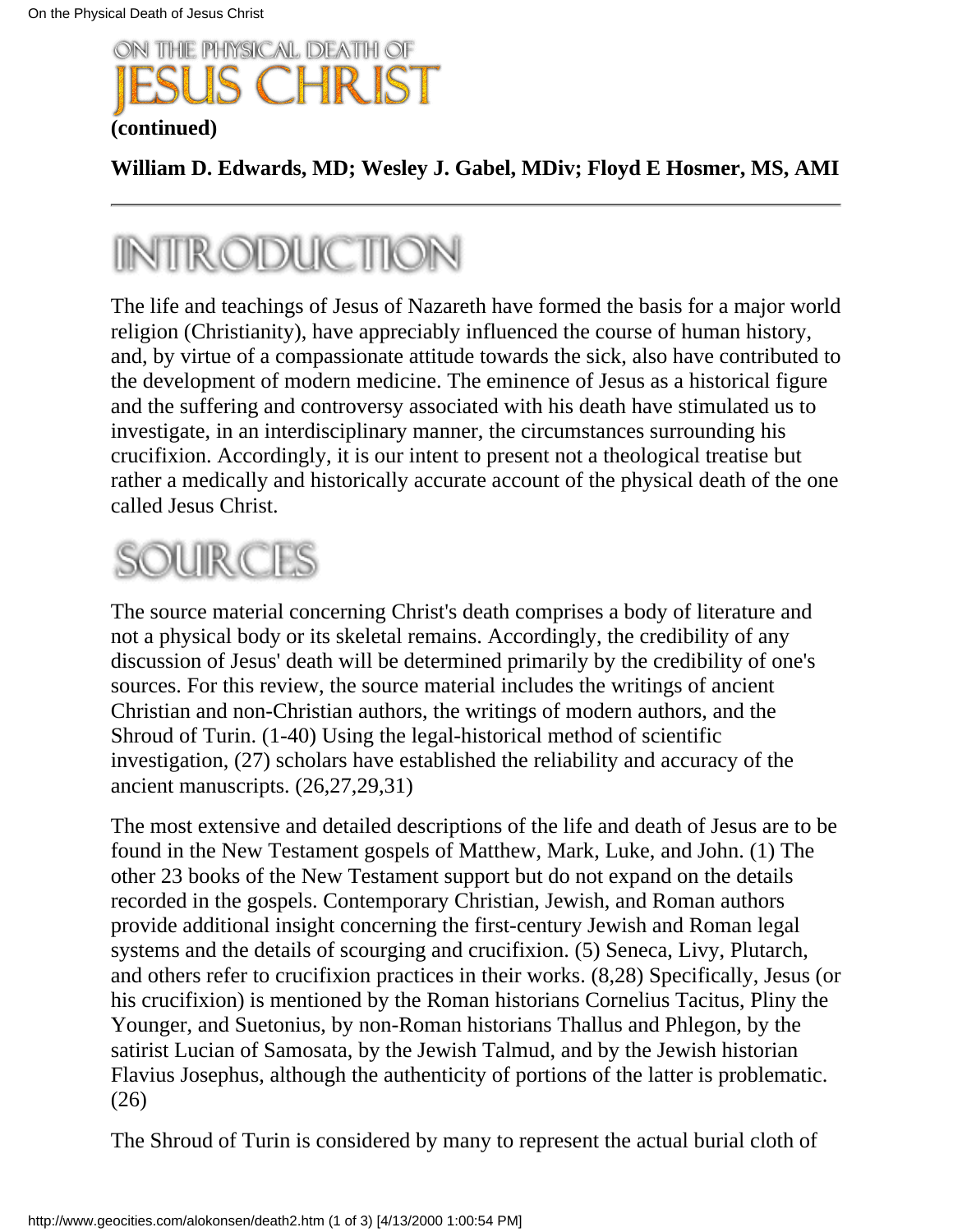# ON THE PHYSICAL DEATH OF JESUS CHRIST

**(continued)**

**William D. Edwards, MD; Wesley J. Gabel, MDiv; Floyd E Hosmer, MS, AMI**

---

## INTRODUCTION

The life and teachings of Jesus of Nazareth have formed the basis for a major world religion (Christianity), have appreciably influenced the course of human history, and, by virtue of a compassionate attitude towards the sick, also have contributed to the development of modern medicine. The eminence of Jesus as a historical figure and the suffering and controversy associated with his death have stimulated us to investigate, in an interdisciplinary manner, the circumstances surrounding his crucifixion. Accordingly, it is our intent to present not a theological treatise but rather a medically and historically accurate account of the physical death of the one called Jesus Christ.

## SOURCES

The source material concerning Christ's death comprises a body of literature and not a physical body or its skeletal remains. Accordingly, the credibility of any discussion of Jesus' death will be determined primarily by the credibility of one's sources. For this review, the source material includes the writings of ancient Christian and non-Christian authors, the writings of modern authors, and the Shroud of Turin. (1-40) Using the legal-historical method of scientific investigation, (27) scholars have established the reliability and accuracy of the ancient manuscripts. (26,27,29,31)

The most extensive and detailed descriptions of the life and death of Jesus are to be found in the New Testament gospels of Matthew, Mark, Luke, and John. (1) The other 23 books of the New Testament support but do not expand on the details recorded in the gospels. Contemporary Christian, Jewish, and Roman authors provide additional insight concerning the first-century Jewish and Roman legal systems and the details of scourging and crucifixion. (5) Seneca, Livy, Plutarch, and others refer to crucifixion practices in their works. (8,28) Specifically, Jesus (or his crucifixion) is mentioned by the Roman historians Cornelius Tacitus, Pliny the Younger, and Suetonius, by non-Roman historians Thallus and Phlegon, by the satirist Lucian of Samosata, by the Jewish Talmud, and by the Jewish historian Flavius Josephus, although the authenticity of portions of the latter is problematic. (26)

The Shroud of Turin is considered by many to represent the actual burial cloth of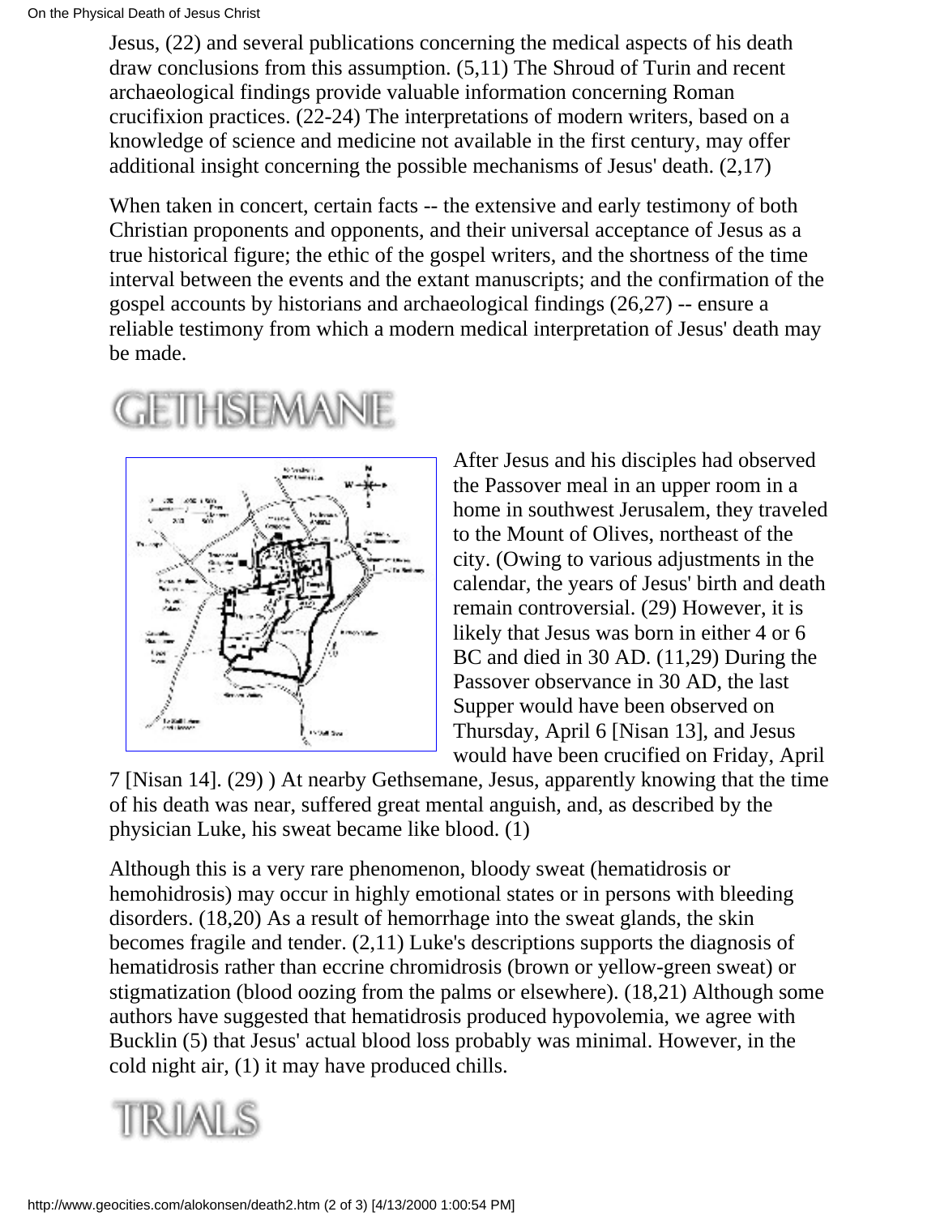Jesus, (22) and several publications concerning the medical aspects of his death draw conclusions from this assumption. (5,11) The Shroud of Turin and recent archaeological findings provide valuable information concerning Roman crucifixion practices. (22-24) The interpretations of modern writers, based on a knowledge of science and medicine not available in the first century, may offer additional insight concerning the possible mechanisms of Jesus' death. (2,17)

When taken in concert, certain facts -- the extensive and early testimony of both Christian proponents and opponents, and their universal acceptance of Jesus as a true historical figure; the ethic of the gospel writers, and the shortness of the time interval between the events and the extant manuscripts; and the confirmation of the gospel accounts by historians and archaeological findings (26,27) -- ensure a reliable testimony from which a modern medical interpretation of Jesus' death may be made.

## GETHSEMANE

After Jesus and his disciples had observed the Passover meal in an upper room in a home in southwest Jerusalem, they traveled to the Mount of Olives, northeast of the city. (Owing to various adjustments in the calendar, the years of Jesus' birth and death remain controversial. (29) However, it is likely that Jesus was born in either 4 or 6 BC and died in 30 AD. (11,29) During the Passover observance in 30 AD, the last Supper would have been observed on Thursday, April 6 [Nisan 13], and Jesus would have been crucified on Friday, April 7 [Nisan 14]. (29) ) At nearby Gethsemane, Jesus, apparently knowing that the time of his death was near, suffered great mental anguish, and, as described by the physician Luke, his sweat became like blood. (1)

Although this is a very rare phenomenon, bloody sweat (hematidrosis or hemohidrosis) may occur in highly emotional states or in persons with bleeding disorders. (18,20) As a result of hemorrhage into the sweat glands, the skin becomes fragile and tender. (2,11) Luke's descriptions supports the diagnosis of hematidrosis rather than eccrine chromidrosis (brown or yellow-green sweat) or stigmatization (blood oozing from the palms or elsewhere). (18,21) Although some authors have suggested that hematidrosis produced hypovolemia, we agree with Bucklin (5) that Jesus' actual blood loss probably was minimal. However, in the cold night air, (1) it may have produced chills.

## TRIALS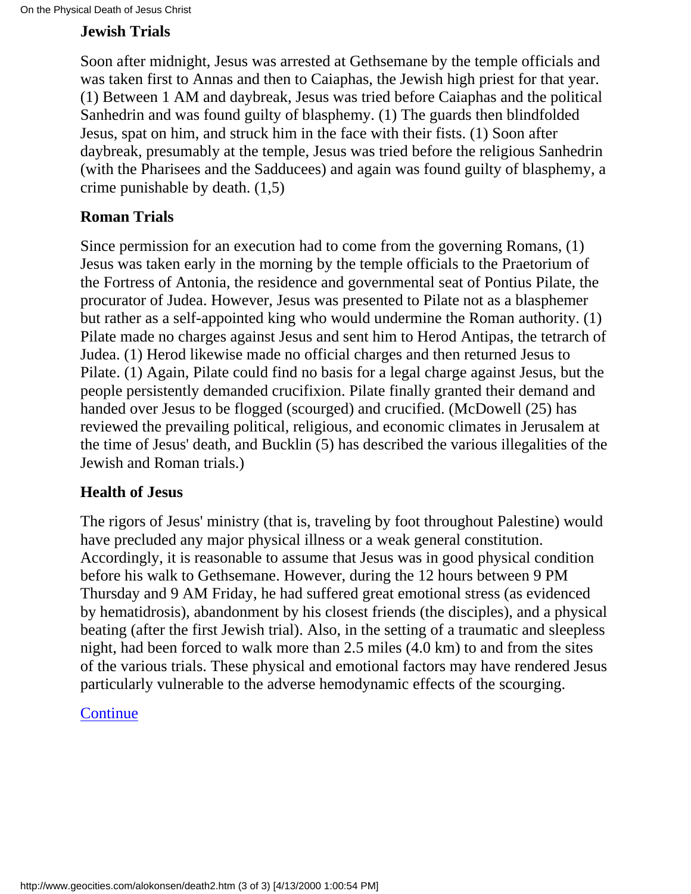### Jewish Trials

Soon after midnight, Jesus was arrested at Gethsemane by the temple officials and was taken first to Annas and then to Caiaphas, the Jewish high priest for that year. (1) Between 1 AM and daybreak, Jesus was tried before Caiaphas and the political Sanhedrin and was found guilty of blasphemy. (1) The guards then blindfolded Jesus, spat on him, and struck him in the face with their fists. (1) Soon after daybreak, presumably at the temple, Jesus was tried before the religious Sanhedrin (with the Pharisees and the Sadducees) and again was found guilty of blasphemy, a crime punishable by death. (1,5)

### Roman Trials

Since permission for an execution had to come from the governing Romans, (1) Jesus was taken early in the morning by the temple officials to the Praetorium of the Fortress of Antonia, the residence and governmental seat of Pontius Pilate, the procurator of Judea. However, Jesus was presented to Pilate not as a blasphemer but rather as a self-appointed king who would undermine the Roman authority. (1) Pilate made no charges against Jesus and sent him to Herod Antipas, the tetrarch of Judea. (1) Herod likewise made no official charges and then returned Jesus to Pilate. (1) Again, Pilate could find no basis for a legal charge against Jesus, but the people persistently demanded crucifixion. Pilate finally granted their demand and handed over Jesus to be flogged (scourged) and crucified. (McDowell (25) has reviewed the prevailing political, religious, and economic climates in Jerusalem at the time of Jesus' death, and Bucklin (5) has described the various illegalities of the Jewish and Roman trials.)

### Health of Jesus

The rigors of Jesus' ministry (that is, traveling by foot throughout Palestine) would have precluded any major physical illness or a weak general constitution. Accordingly, it is reasonable to assume that Jesus was in good physical condition before his walk to Gethsemane. However, during the 12 hours between 9 PM Thursday and 9 AM Friday, he had suffered great emotional stress (as evidenced by hematidrosis), abandonment by his closest friends (the disciples), and a physical beating (after the first Jewish trial). Also, in the setting of a traumatic and sleepless night, had been forced to walk more than 2.5 miles (4.0 km) to and from the sites of the various trials. These physical and emotional factors may have rendered Jesus particularly vulnerable to the adverse hemodynamic effects of the scourging.

Continue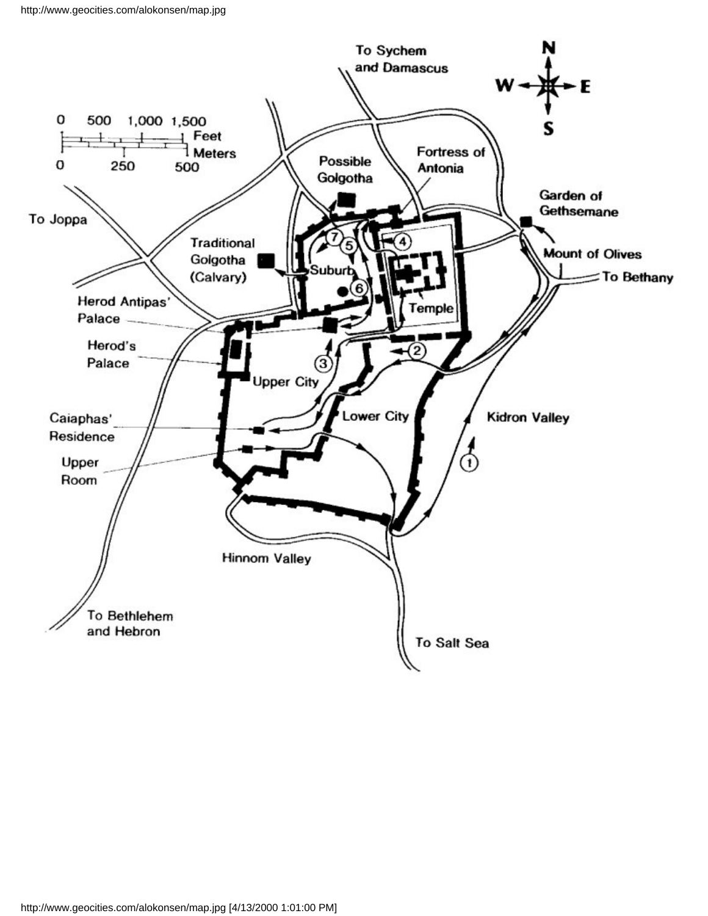To Sychem and Damascus

N
W E
S

0 500 1,000 1,500 Feet
0 250 500 Meters

Possible Golgotha

Fortress of Antonia

Garden of Gethsemane

To Joppa

Traditional Golgotha (Calvary)

Suburb

Mount of Olives

To Bethany

Temple

Herod Antipas' Palace

Herod's Palace

Upper City

Lower City

Kidron Valley

Caiaphas' Residence

Upper Room

Hinnom Valley

To Bethlehem and Hebron

To Salt Sea

1 2 3 4 5 6 7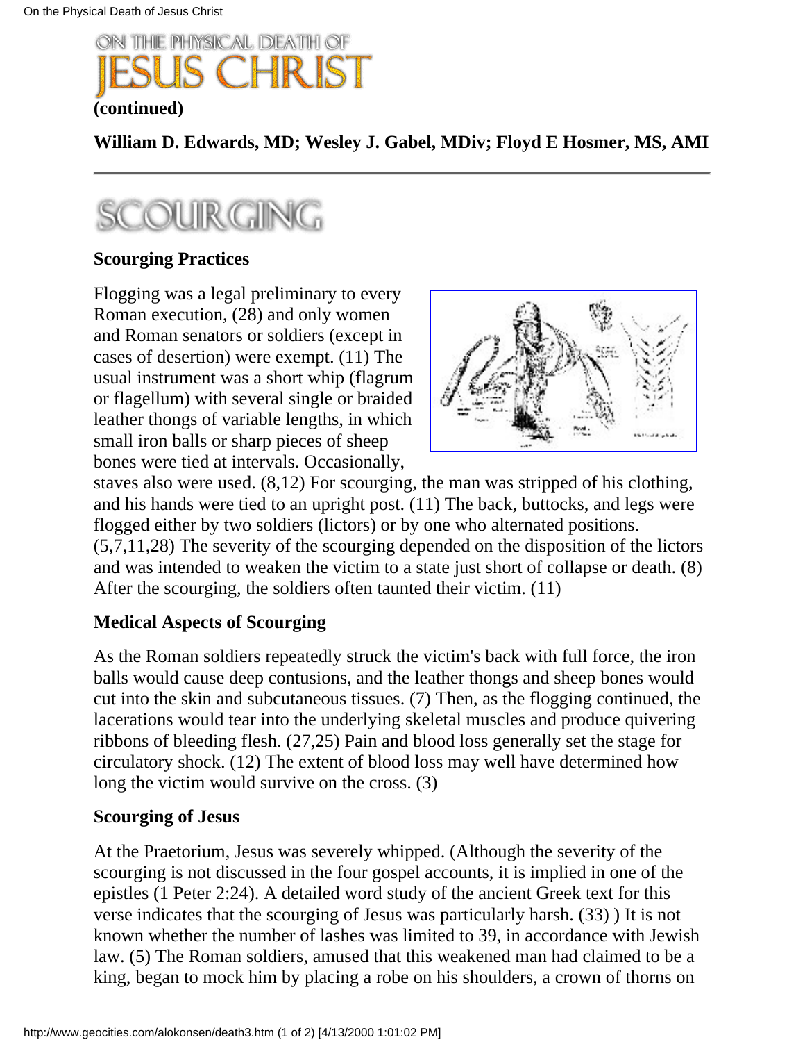# ON THE PHYSICAL DEATH OF JESUS CHRIST

**(continued)**

**William D. Edwards, MD; Wesley J. Gabel, MDiv; Floyd E Hosmer, MS, AMI**

---

## SCOURGING

### Scourging Practices

Flogging was a legal preliminary to every Roman execution, (28) and only women and Roman senators or soldiers (except in cases of desertion) were exempt. (11) The usual instrument was a short whip (flagrum or flagellum) with several single or braided leather thongs of variable lengths, in which small iron balls or sharp pieces of sheep bones were tied at intervals. Occasionally, staves also were used. (8,12) For scourging, the man was stripped of his clothing, and his hands were tied to an upright post. (11) The back, buttocks, and legs were flogged either by two soldiers (lictors) or by one who alternated positions. (5,7,11,28) The severity of the scourging depended on the disposition of the lictors and was intended to weaken the victim to a state just short of collapse or death. (8) After the scourging, the soldiers often taunted their victim. (11)

### Medical Aspects of Scourging

As the Roman soldiers repeatedly struck the victim's back with full force, the iron balls would cause deep contusions, and the leather thongs and sheep bones would cut into the skin and subcutaneous tissues. (7) Then, as the flogging continued, the lacerations would tear into the underlying skeletal muscles and produce quivering ribbons of bleeding flesh. (27,25) Pain and blood loss generally set the stage for circulatory shock. (12) The extent of blood loss may well have determined how long the victim would survive on the cross. (3)

### Scourging of Jesus

At the Praetorium, Jesus was severely whipped. (Although the severity of the scourging is not discussed in the four gospel accounts, it is implied in one of the epistles (1 Peter 2:24). A detailed word study of the ancient Greek text for this verse indicates that the scourging of Jesus was particularly harsh. (33) ) It is not known whether the number of lashes was limited to 39, in accordance with Jewish law. (5) The Roman soldiers, amused that this weakened man had claimed to be a king, began to mock him by placing a robe on his shoulders, a crown of thorns on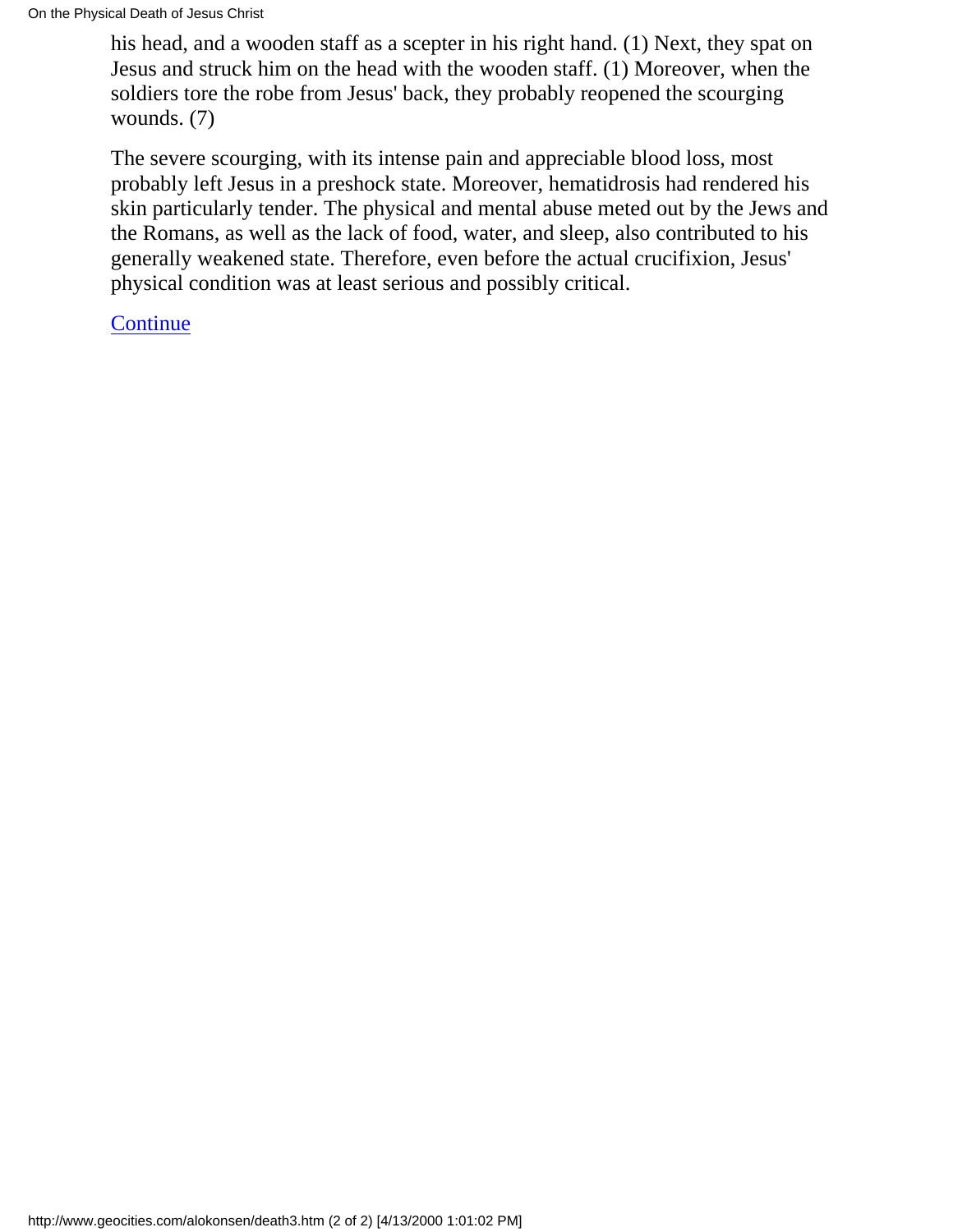his head, and a wooden staff as a scepter in his right hand. (1) Next, they spat on Jesus and struck him on the head with the wooden staff. (1) Moreover, when the soldiers tore the robe from Jesus' back, they probably reopened the scourging wounds. (7)

The severe scourging, with its intense pain and appreciable blood loss, most probably left Jesus in a preshock state. Moreover, hematidrosis had rendered his skin particularly tender. The physical and mental abuse meted out by the Jews and the Romans, as well as the lack of food, water, and sleep, also contributed to his generally weakened state. Therefore, even before the actual crucifixion, Jesus' physical condition was at least serious and possibly critical.

Continue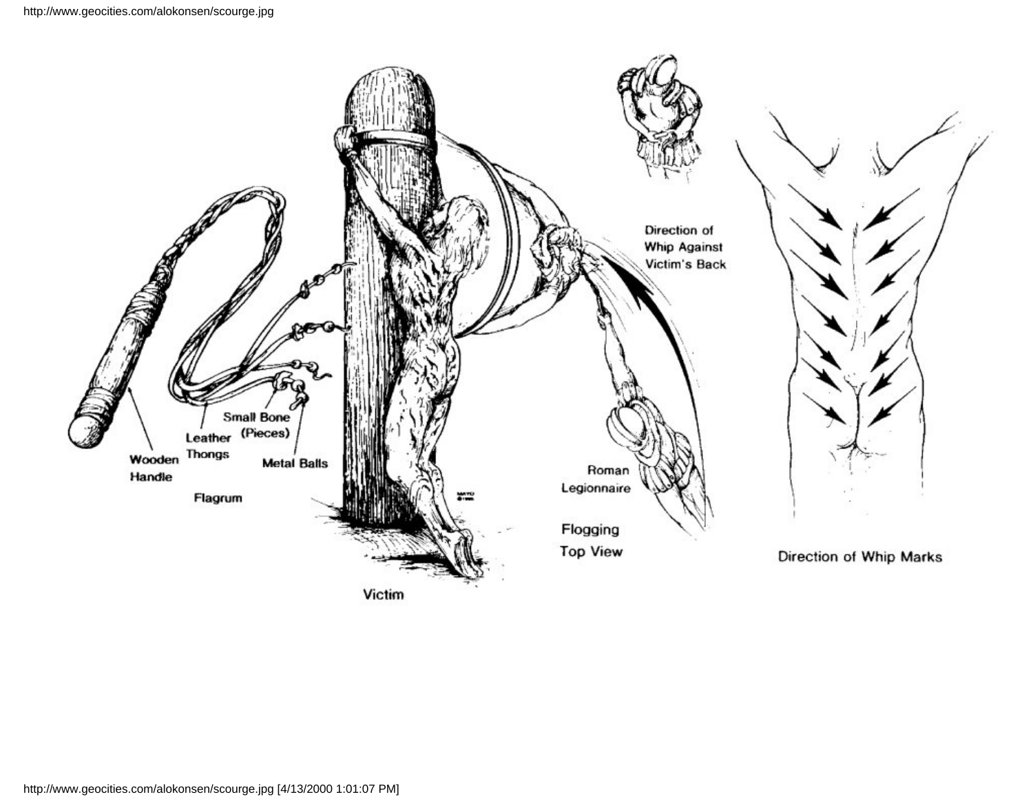Wooden Handle

Leather Thongs

Small Bone (Pieces)

Metal Balls

Flagrum

Victim

Direction of Whip Against Victim's Back

Roman Legionnaire

Flogging Top View

Direction of Whip Marks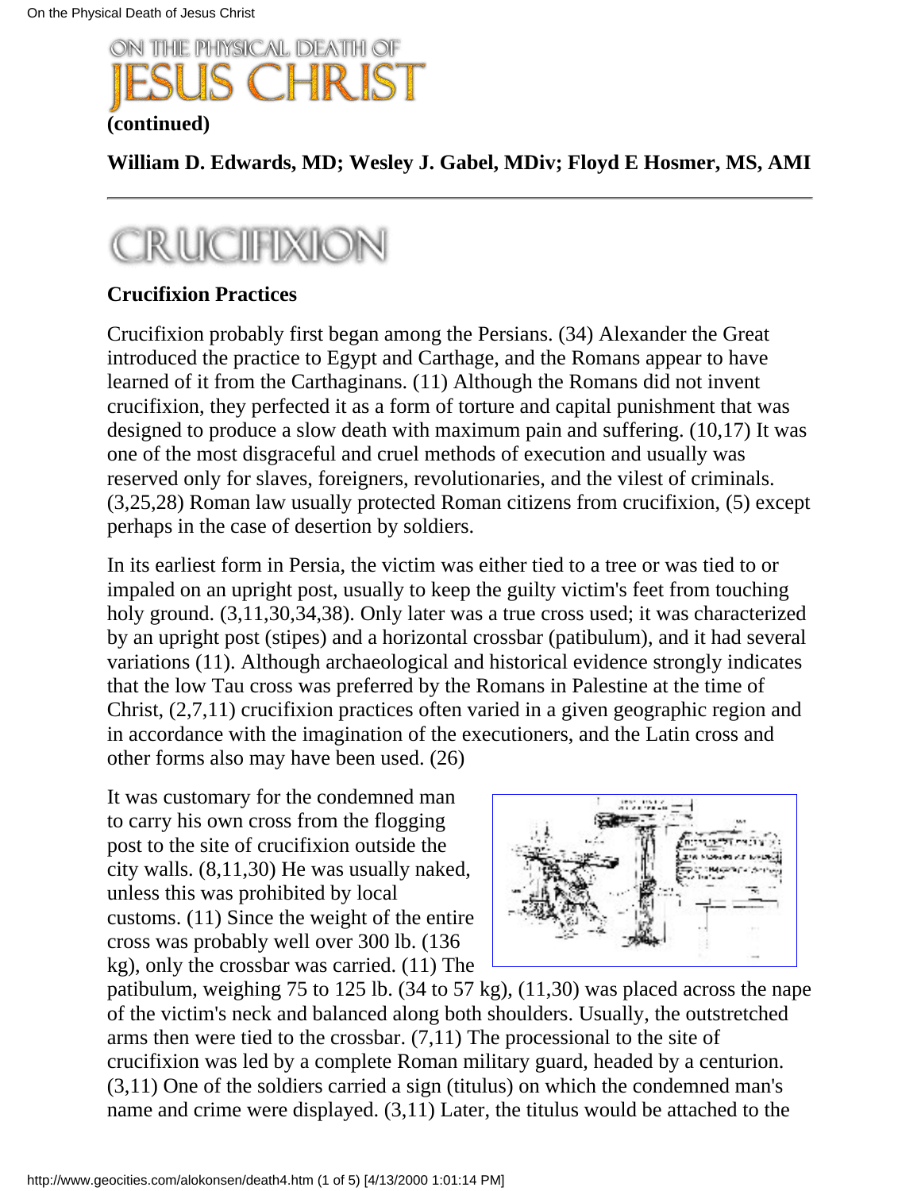# ON THE PHYSICAL DEATH OF JESUS CHRIST

**(continued)**

**William D. Edwards, MD; Wesley J. Gabel, MDiv; Floyd E Hosmer, MS, AMI**

---

## CRUCIFIXION

### Crucifixion Practices

Crucifixion probably first began among the Persians. (34) Alexander the Great introduced the practice to Egypt and Carthage, and the Romans appear to have learned of it from the Carthaginans. (11) Although the Romans did not invent crucifixion, they perfected it as a form of torture and capital punishment that was designed to produce a slow death with maximum pain and suffering. (10,17) It was one of the most disgraceful and cruel methods of execution and usually was reserved only for slaves, foreigners, revolutionaries, and the vilest of criminals. (3,25,28) Roman law usually protected Roman citizens from crucifixion, (5) except perhaps in the case of desertion by soldiers.

In its earliest form in Persia, the victim was either tied to a tree or was tied to or impaled on an upright post, usually to keep the guilty victim's feet from touching holy ground. (3,11,30,34,38). Only later was a true cross used; it was characterized by an upright post (stipes) and a horizontal crossbar (patibulum), and it had several variations (11). Although archaeological and historical evidence strongly indicates that the low Tau cross was preferred by the Romans in Palestine at the time of Christ, (2,7,11) crucifixion practices often varied in a given geographic region and in accordance with the imagination of the executioners, and the Latin cross and other forms also may have been used. (26)

It was customary for the condemned man to carry his own cross from the flogging post to the site of crucifixion outside the city walls. (8,11,30) He was usually naked, unless this was prohibited by local customs. (11) Since the weight of the entire cross was probably well over 300 lb. (136 kg), only the crossbar was carried. (11) The patibulum, weighing 75 to 125 lb. (34 to 57 kg), (11,30) was placed across the nape of the victim's neck and balanced along both shoulders. Usually, the outstretched arms then were tied to the crossbar. (7,11) The processional to the site of crucifixion was led by a complete Roman military guard, headed by a centurion. (3,11) One of the soldiers carried a sign (titulus) on which the condemned man's name and crime were displayed. (3,11) Later, the titulus would be attached to the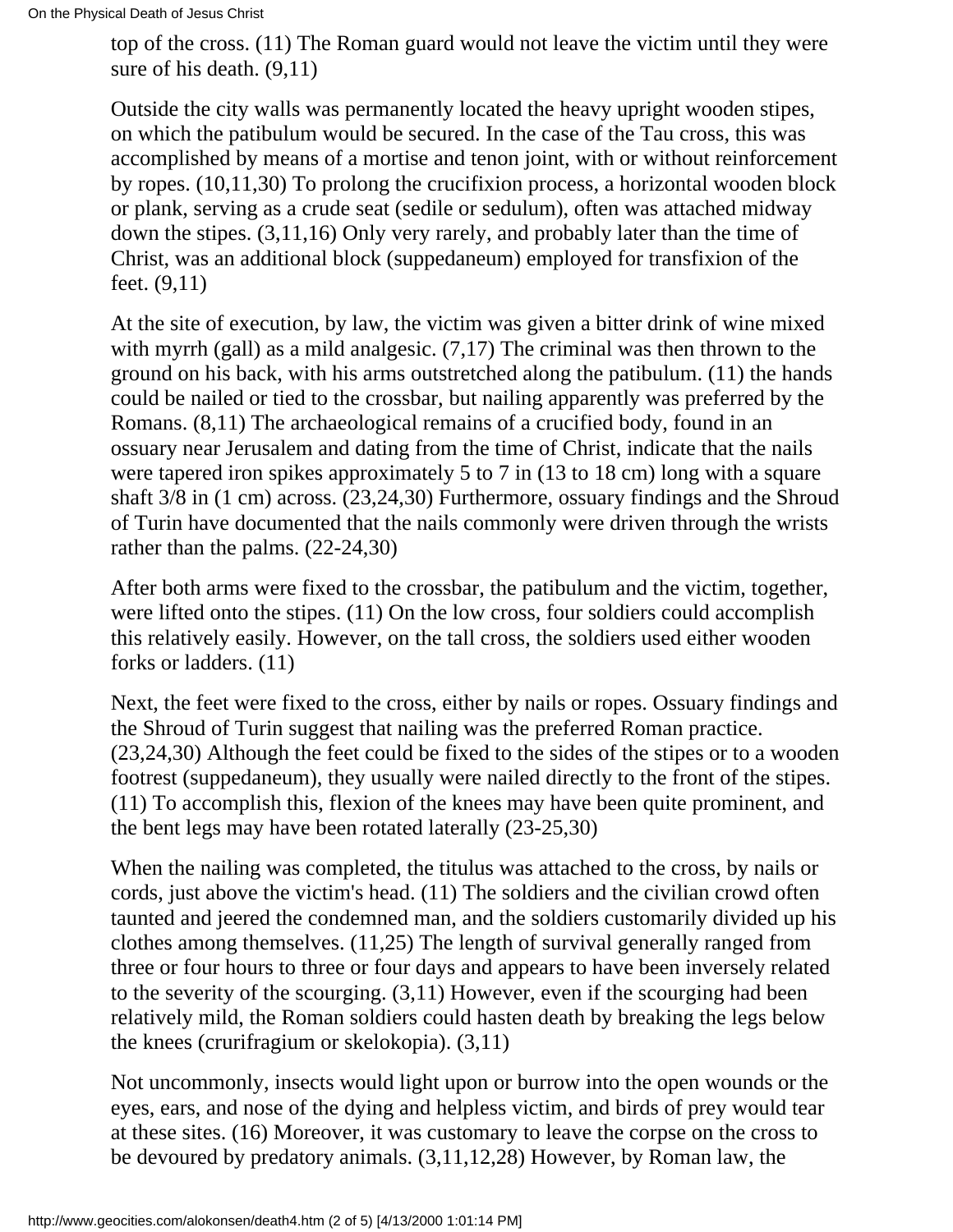top of the cross. (11) The Roman guard would not leave the victim until they were sure of his death. (9,11)

Outside the city walls was permanently located the heavy upright wooden stipes, on which the patibulum would be secured. In the case of the Tau cross, this was accomplished by means of a mortise and tenon joint, with or without reinforcement by ropes. (10,11,30) To prolong the crucifixion process, a horizontal wooden block or plank, serving as a crude seat (sedile or sedulum), often was attached midway down the stipes. (3,11,16) Only very rarely, and probably later than the time of Christ, was an additional block (suppedaneum) employed for transfixion of the feet. (9,11)

At the site of execution, by law, the victim was given a bitter drink of wine mixed with myrrh (gall) as a mild analgesic. (7,17) The criminal was then thrown to the ground on his back, with his arms outstretched along the patibulum. (11) the hands could be nailed or tied to the crossbar, but nailing apparently was preferred by the Romans. (8,11) The archaeological remains of a crucified body, found in an ossuary near Jerusalem and dating from the time of Christ, indicate that the nails were tapered iron spikes approximately 5 to 7 in (13 to 18 cm) long with a square shaft 3/8 in (1 cm) across. (23,24,30) Furthermore, ossuary findings and the Shroud of Turin have documented that the nails commonly were driven through the wrists rather than the palms. (22-24,30)

After both arms were fixed to the crossbar, the patibulum and the victim, together, were lifted onto the stipes. (11) On the low cross, four soldiers could accomplish this relatively easily. However, on the tall cross, the soldiers used either wooden forks or ladders. (11)

Next, the feet were fixed to the cross, either by nails or ropes. Ossuary findings and the Shroud of Turin suggest that nailing was the preferred Roman practice. (23,24,30) Although the feet could be fixed to the sides of the stipes or to a wooden footrest (suppedaneum), they usually were nailed directly to the front of the stipes. (11) To accomplish this, flexion of the knees may have been quite prominent, and the bent legs may have been rotated laterally (23-25,30)

When the nailing was completed, the titulus was attached to the cross, by nails or cords, just above the victim's head. (11) The soldiers and the civilian crowd often taunted and jeered the condemned man, and the soldiers customarily divided up his clothes among themselves. (11,25) The length of survival generally ranged from three or four hours to three or four days and appears to have been inversely related to the severity of the scourging. (3,11) However, even if the scourging had been relatively mild, the Roman soldiers could hasten death by breaking the legs below the knees (crurifragium or skelokopia). (3,11)

Not uncommonly, insects would light upon or burrow into the open wounds or the eyes, ears, and nose of the dying and helpless victim, and birds of prey would tear at these sites. (16) Moreover, it was customary to leave the corpse on the cross to be devoured by predatory animals. (3,11,12,28) However, by Roman law, the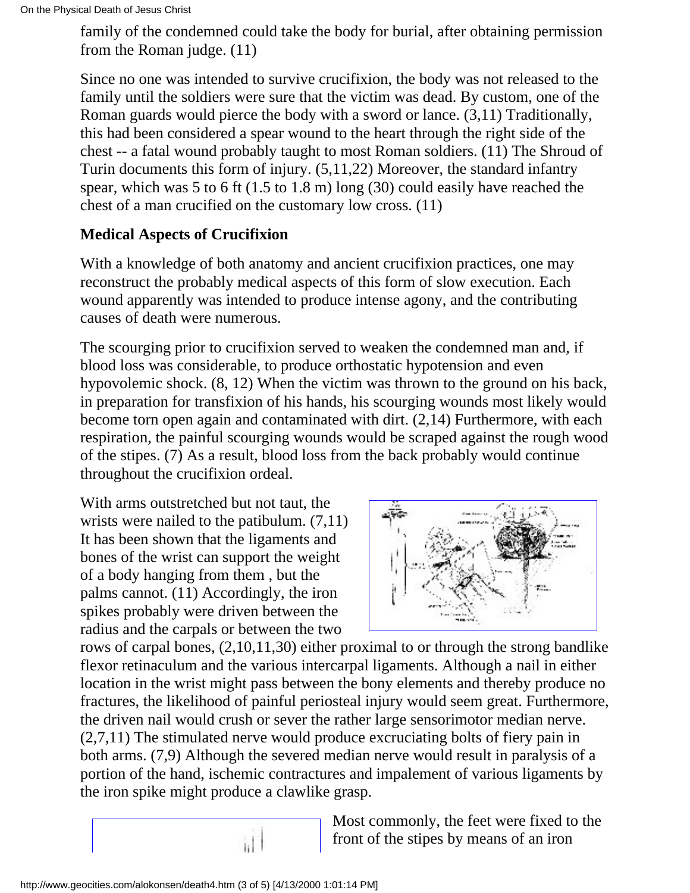family of the condemned could take the body for burial, after obtaining permission from the Roman judge. (11)

Since no one was intended to survive crucifixion, the body was not released to the family until the soldiers were sure that the victim was dead. By custom, one of the Roman guards would pierce the body with a sword or lance. (3,11) Traditionally, this had been considered a spear wound to the heart through the right side of the chest -- a fatal wound probably taught to most Roman soldiers. (11) The Shroud of Turin documents this form of injury. (5,11,22) Moreover, the standard infantry spear, which was 5 to 6 ft (1.5 to 1.8 m) long (30) could easily have reached the chest of a man crucified on the customary low cross. (11)

**Medical Aspects of Crucifixion**

With a knowledge of both anatomy and ancient crucifixion practices, one may reconstruct the probably medical aspects of this form of slow execution. Each wound apparently was intended to produce intense agony, and the contributing causes of death were numerous.

The scourging prior to crucifixion served to weaken the condemned man and, if blood loss was considerable, to produce orthostatic hypotension and even hypovolemic shock. (8, 12) When the victim was thrown to the ground on his back, in preparation for transfixion of his hands, his scourging wounds most likely would become torn open again and contaminated with dirt. (2,14) Furthermore, with each respiration, the painful scourging wounds would be scraped against the rough wood of the stipes. (7) As a result, blood loss from the back probably would continue throughout the crucifixion ordeal.

With arms outstretched but not taut, the wrists were nailed to the patibulum. (7,11) It has been shown that the ligaments and bones of the wrist can support the weight of a body hanging from them , but the palms cannot. (11) Accordingly, the iron spikes probably were driven between the radius and the carpals or between the two rows of carpal bones, (2,10,11,30) either proximal to or through the strong bandlike flexor retinaculum and the various intercarpal ligaments. Although a nail in either location in the wrist might pass between the bony elements and thereby produce no fractures, the likelihood of painful periosteal injury would seem great. Furthermore, the driven nail would crush or sever the rather large sensorimotor median nerve. (2,7,11) The stimulated nerve would produce excruciating bolts of fiery pain in both arms. (7,9) Although the severed median nerve would result in paralysis of a portion of the hand, ischemic contractures and impalement of various ligaments by the iron spike might produce a clawlike grasp.

Most commonly, the feet were fixed to the front of the stipes by means of an iron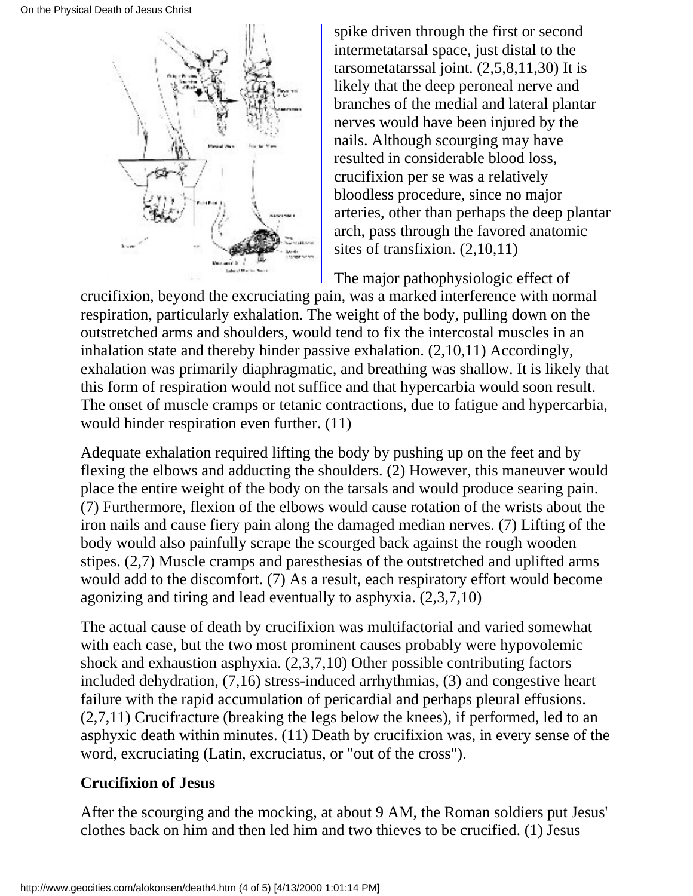spike driven through the first or second intermetatarsal space, just distal to the tarsometatarssal joint. (2,5,8,11,30) It is likely that the deep peroneal nerve and branches of the medial and lateral plantar nerves would have been injured by the nails. Although scourging may have resulted in considerable blood loss, crucifixion per se was a relatively bloodless procedure, since no major arteries, other than perhaps the deep plantar arch, pass through the favored anatomic sites of transfixion. (2,10,11)

The major pathophysiologic effect of crucifixion, beyond the excruciating pain, was a marked interference with normal respiration, particularly exhalation. The weight of the body, pulling down on the outstretched arms and shoulders, would tend to fix the intercostal muscles in an inhalation state and thereby hinder passive exhalation. (2,10,11) Accordingly, exhalation was primarily diaphragmatic, and breathing was shallow. It is likely that this form of respiration would not suffice and that hypercarbia would soon result. The onset of muscle cramps or tetanic contractions, due to fatigue and hypercarbia, would hinder respiration even further. (11)

Adequate exhalation required lifting the body by pushing up on the feet and by flexing the elbows and adducting the shoulders. (2) However, this maneuver would place the entire weight of the body on the tarsals and would produce searing pain. (7) Furthermore, flexion of the elbows would cause rotation of the wrists about the iron nails and cause fiery pain along the damaged median nerves. (7) Lifting of the body would also painfully scrape the scourged back against the rough wooden stipes. (2,7) Muscle cramps and paresthesias of the outstretched and uplifted arms would add to the discomfort. (7) As a result, each respiratory effort would become agonizing and tiring and lead eventually to asphyxia. (2,3,7,10)

The actual cause of death by crucifixion was multifactorial and varied somewhat with each case, but the two most prominent causes probably were hypovolemic shock and exhaustion asphyxia. (2,3,7,10) Other possible contributing factors included dehydration, (7,16) stress-induced arrhythmias, (3) and congestive heart failure with the rapid accumulation of pericardial and perhaps pleural effusions. (2,7,11) Crucifracture (breaking the legs below the knees), if performed, led to an asphyxic death within minutes. (11) Death by crucifixion was, in every sense of the word, excruciating (Latin, excruciatus, or "out of the cross").

**Crucifixion of Jesus**

After the scourging and the mocking, at about 9 AM, the Roman soldiers put Jesus' clothes back on him and then led him and two thieves to be crucified. (1) Jesus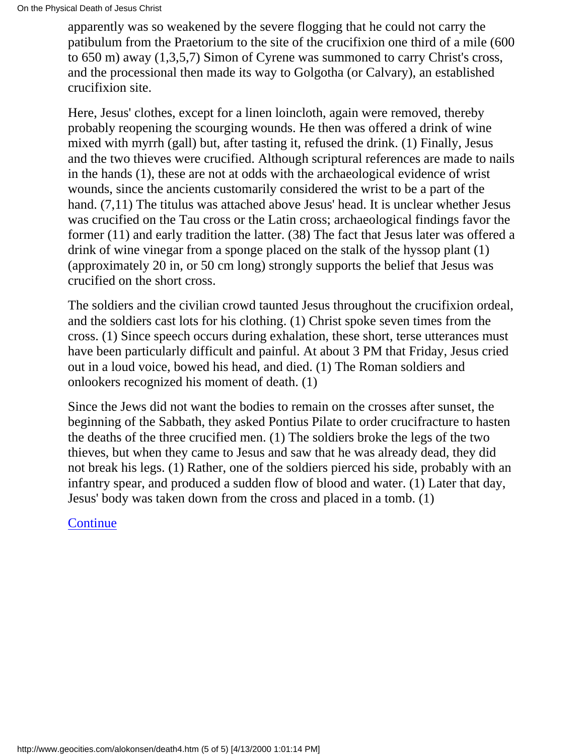apparently was so weakened by the severe flogging that he could not carry the patibulum from the Praetorium to the site of the crucifixion one third of a mile (600 to 650 m) away (1,3,5,7) Simon of Cyrene was summoned to carry Christ's cross, and the processional then made its way to Golgotha (or Calvary), an established crucifixion site.

Here, Jesus' clothes, except for a linen loincloth, again were removed, thereby probably reopening the scourging wounds. He then was offered a drink of wine mixed with myrrh (gall) but, after tasting it, refused the drink. (1) Finally, Jesus and the two thieves were crucified. Although scriptural references are made to nails in the hands (1), these are not at odds with the archaeological evidence of wrist wounds, since the ancients customarily considered the wrist to be a part of the hand. (7,11) The titulus was attached above Jesus' head. It is unclear whether Jesus was crucified on the Tau cross or the Latin cross; archaeological findings favor the former (11) and early tradition the latter. (38) The fact that Jesus later was offered a drink of wine vinegar from a sponge placed on the stalk of the hyssop plant (1) (approximately 20 in, or 50 cm long) strongly supports the belief that Jesus was crucified on the short cross.

The soldiers and the civilian crowd taunted Jesus throughout the crucifixion ordeal, and the soldiers cast lots for his clothing. (1) Christ spoke seven times from the cross. (1) Since speech occurs during exhalation, these short, terse utterances must have been particularly difficult and painful. At about 3 PM that Friday, Jesus cried out in a loud voice, bowed his head, and died. (1) The Roman soldiers and onlookers recognized his moment of death. (1)

Since the Jews did not want the bodies to remain on the crosses after sunset, the beginning of the Sabbath, they asked Pontius Pilate to order crucifracture to hasten the deaths of the three crucified men. (1) The soldiers broke the legs of the two thieves, but when they came to Jesus and saw that he was already dead, they did not break his legs. (1) Rather, one of the soldiers pierced his side, probably with an infantry spear, and produced a sudden flow of blood and water. (1) Later that day, Jesus' body was taken down from the cross and placed in a tomb. (1)

Continue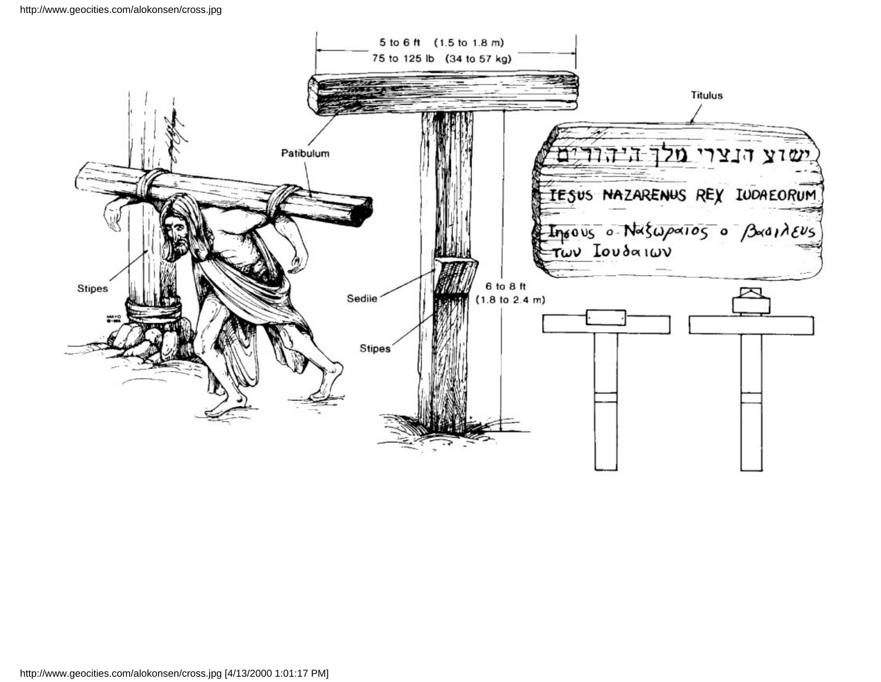Patibulum

5 to 6 ft (1.5 to 1.8 m)
75 to 125 lb (34 to 57 kg)

Titulus

ישוע הנצרי מלך היהודים

IESUS NAZARENUS REX IUDAEORUM

Ιησους ο Ναζωραιος ο Βασιλευς των Ιουδαιων

Stipes

Sedile

6 to 8 ft (1.8 to 2.4 m)

Stipes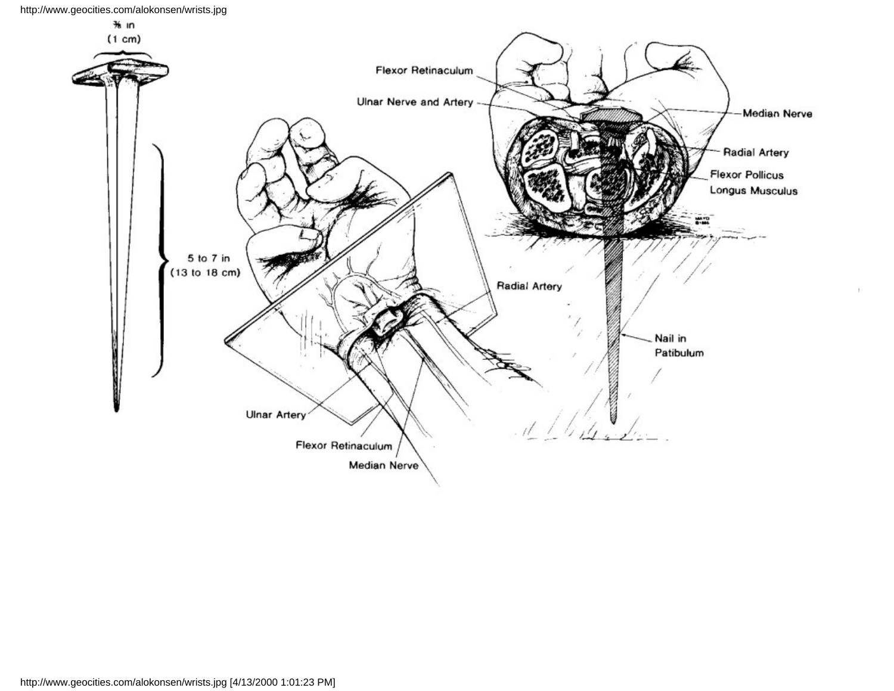3/8 in
(1 cm)

5 to 7 in
(13 to 18 cm)

Flexor Retinaculum

Ulnar Nerve and Artery

Median Nerve

Radial Artery

Flexor Pollicus
Longus Musculus

Radial Artery

Nail in
Patibulum

Ulnar Artery

Flexor Retinaculum

Median Nerve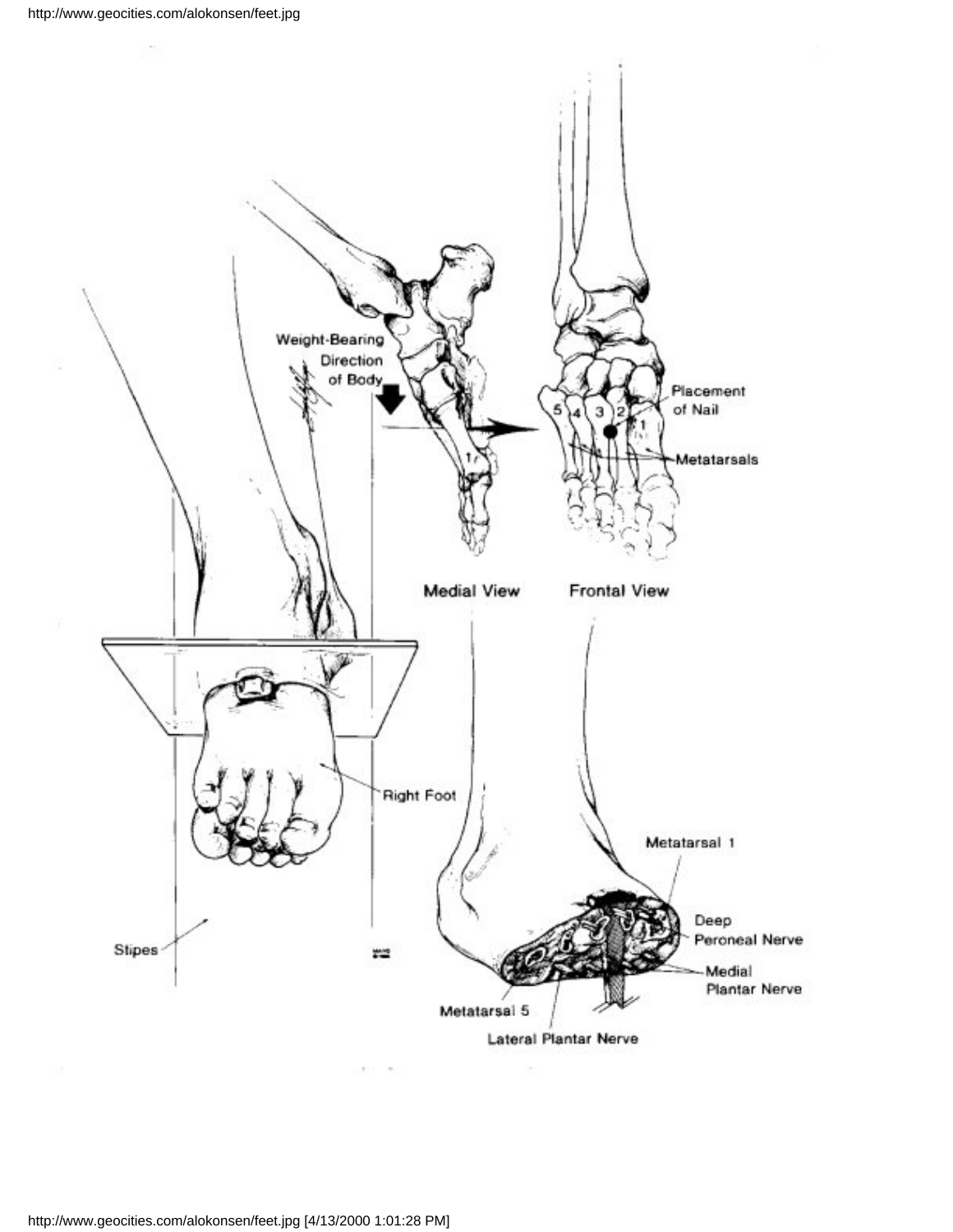Weight-Bearing Direction of Body

Placement of Nail

Metatarsals

Medial View

Frontal View

Right Foot

Stipes

Metatarsal 1

Deep Peroneal Nerve

Medial Plantar Nerve

Metatarsal 5

Lateral Plantar Nerve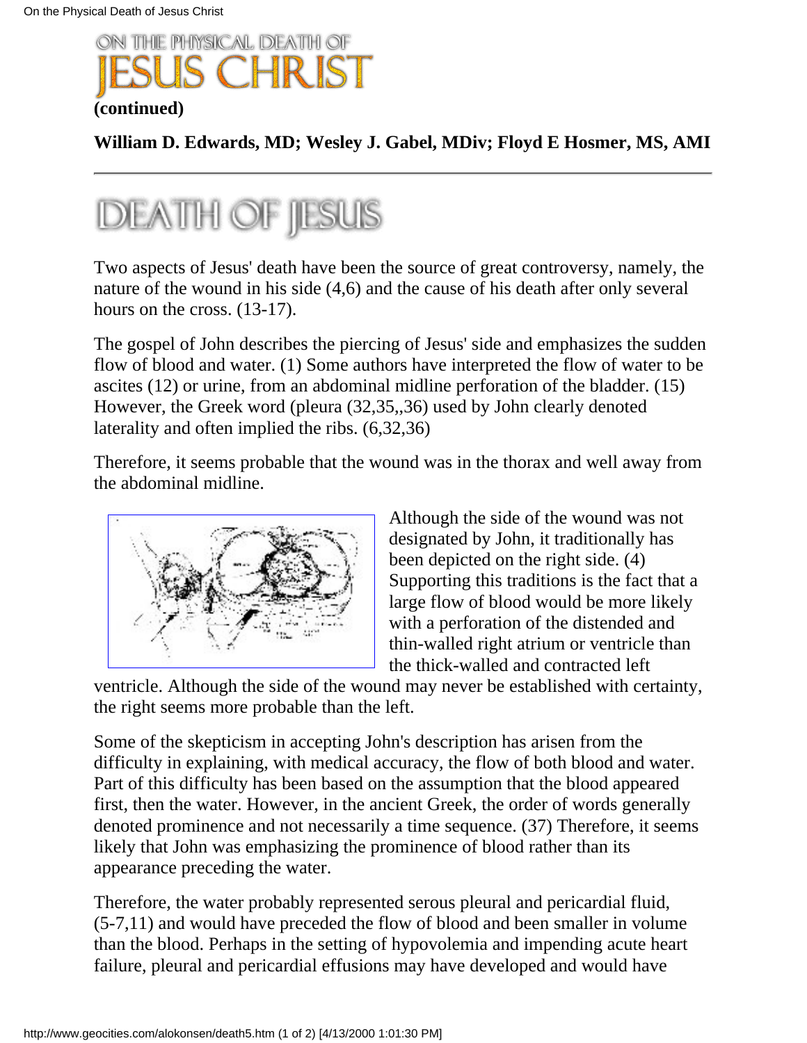# ON THE PHYSICAL DEATH OF JESUS CHRIST

**(continued)**

**William D. Edwards, MD; Wesley J. Gabel, MDiv; Floyd E Hosmer, MS, AMI**

---

## DEATH OF JESUS

Two aspects of Jesus' death have been the source of great controversy, namely, the nature of the wound in his side (4,6) and the cause of his death after only several hours on the cross. (13-17).

The gospel of John describes the piercing of Jesus' side and emphasizes the sudden flow of blood and water. (1) Some authors have interpreted the flow of water to be ascites (12) or urine, from an abdominal midline perforation of the bladder. (15) However, the Greek word (pleura (32,35,,36) used by John clearly denoted laterality and often implied the ribs. (6,32,36)

Therefore, it seems probable that the wound was in the thorax and well away from the abdominal midline.

Although the side of the wound was not designated by John, it traditionally has been depicted on the right side. (4) Supporting this traditions is the fact that a large flow of blood would be more likely with a perforation of the distended and thin-walled right atrium or ventricle than the thick-walled and contracted left ventricle. Although the side of the wound may never be established with certainty, the right seems more probable than the left.

Some of the skepticism in accepting John's description has arisen from the difficulty in explaining, with medical accuracy, the flow of both blood and water. Part of this difficulty has been based on the assumption that the blood appeared first, then the water. However, in the ancient Greek, the order of words generally denoted prominence and not necessarily a time sequence. (37) Therefore, it seems likely that John was emphasizing the prominence of blood rather than its appearance preceding the water.

Therefore, the water probably represented serous pleural and pericardial fluid, (5-7,11) and would have preceded the flow of blood and been smaller in volume than the blood. Perhaps in the setting of hypovolemia and impending acute heart failure, pleural and pericardial effusions may have developed and would have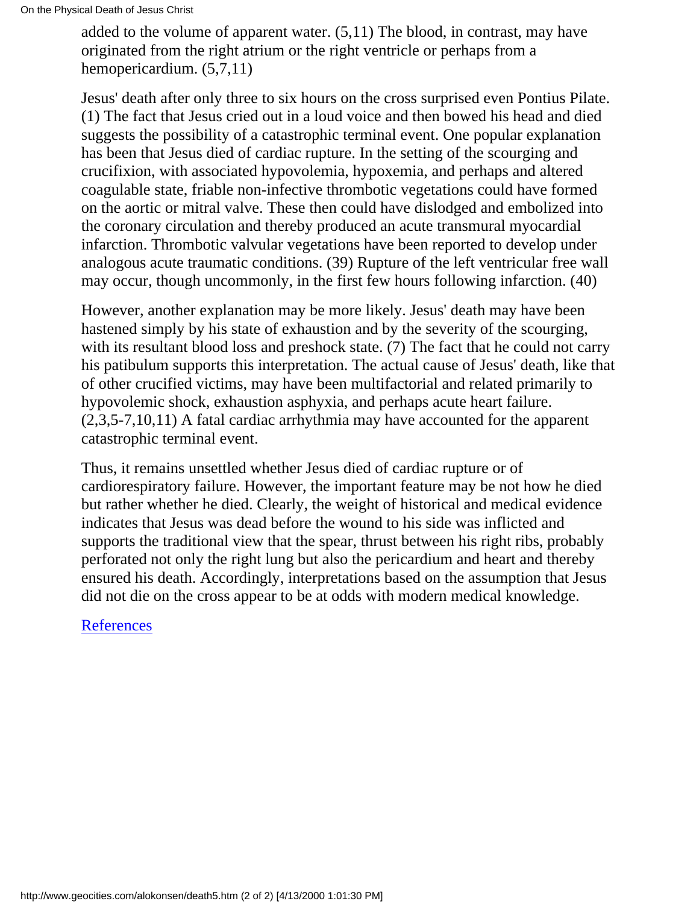added to the volume of apparent water. (5,11) The blood, in contrast, may have originated from the right atrium or the right ventricle or perhaps from a hemopericardium. (5,7,11)

Jesus' death after only three to six hours on the cross surprised even Pontius Pilate. (1) The fact that Jesus cried out in a loud voice and then bowed his head and died suggests the possibility of a catastrophic terminal event. One popular explanation has been that Jesus died of cardiac rupture. In the setting of the scourging and crucifixion, with associated hypovolemia, hypoxemia, and perhaps and altered coagulable state, friable non-infective thrombotic vegetations could have formed on the aortic or mitral valve. These then could have dislodged and embolized into the coronary circulation and thereby produced an acute transmural myocardial infarction. Thrombotic valvular vegetations have been reported to develop under analogous acute traumatic conditions. (39) Rupture of the left ventricular free wall may occur, though uncommonly, in the first few hours following infarction. (40)

However, another explanation may be more likely. Jesus' death may have been hastened simply by his state of exhaustion and by the severity of the scourging, with its resultant blood loss and preshock state. (7) The fact that he could not carry his patibulum supports this interpretation. The actual cause of Jesus' death, like that of other crucified victims, may have been multifactorial and related primarily to hypovolemic shock, exhaustion asphyxia, and perhaps acute heart failure. (2,3,5-7,10,11) A fatal cardiac arrhythmia may have accounted for the apparent catastrophic terminal event.

Thus, it remains unsettled whether Jesus died of cardiac rupture or of cardiorespiratory failure. However, the important feature may be not how he died but rather whether he died. Clearly, the weight of historical and medical evidence indicates that Jesus was dead before the wound to his side was inflicted and supports the traditional view that the spear, thrust between his right ribs, probably perforated not only the right lung but also the pericardium and heart and thereby ensured his death. Accordingly, interpretations based on the assumption that Jesus did not die on the cross appear to be at odds with modern medical knowledge.

References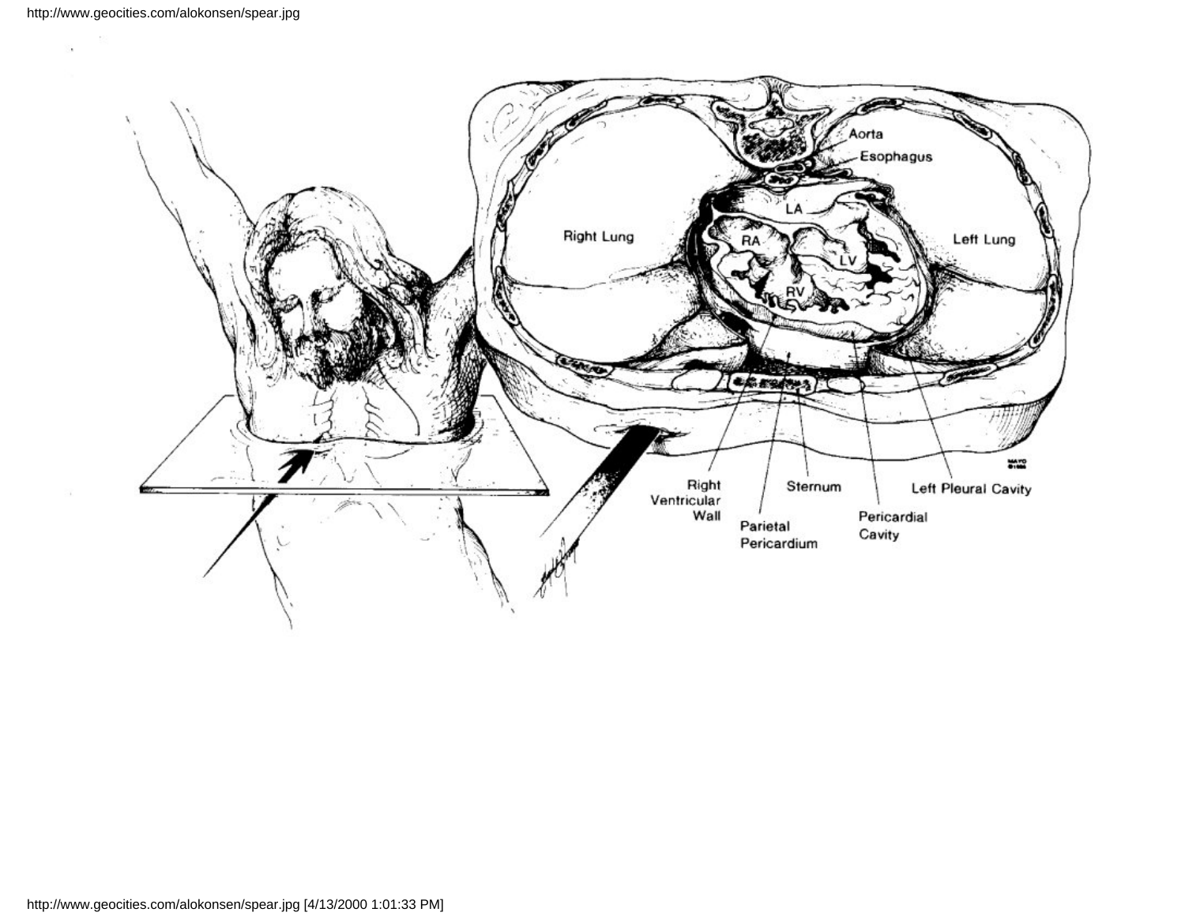Aorta

Esophagus

LA

RA

LV

RV

Right Lung

Left Lung

Right Ventricular Wall

Parietal Pericardium

Sternum

Pericardial Cavity

Left Pleural Cavity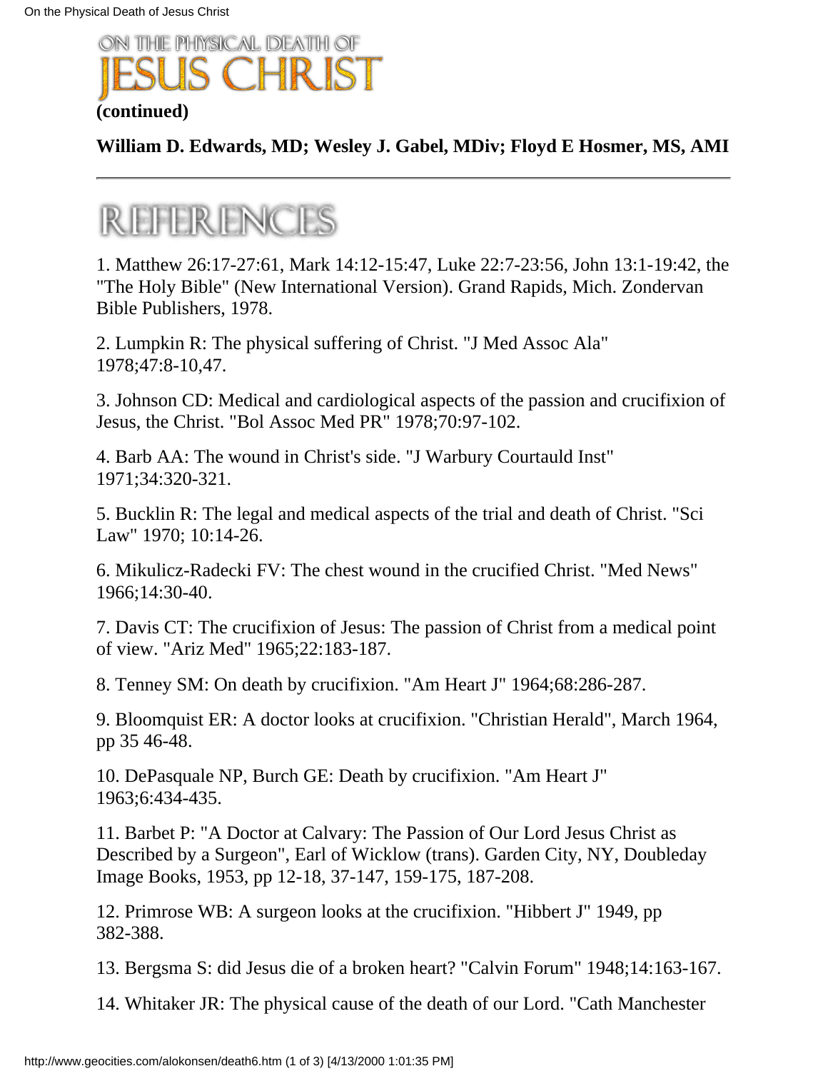# ON THE PHYSICAL DEATH OF JESUS CHRIST

**(continued)**

**William D. Edwards, MD; Wesley J. Gabel, MDiv; Floyd E Hosmer, MS, AMI**

---

## REFERENCES

1. Matthew 26:17-27:61, Mark 14:12-15:47, Luke 22:7-23:56, John 13:1-19:42, the "The Holy Bible" (New International Version). Grand Rapids, Mich. Zondervan Bible Publishers, 1978.

2. Lumpkin R: The physical suffering of Christ. "J Med Assoc Ala" 1978;47:8-10,47.

3. Johnson CD: Medical and cardiological aspects of the passion and crucifixion of Jesus, the Christ. "Bol Assoc Med PR" 1978;70:97-102.

4. Barb AA: The wound in Christ's side. "J Warbury Courtauld Inst" 1971;34:320-321.

5. Bucklin R: The legal and medical aspects of the trial and death of Christ. "Sci Law" 1970; 10:14-26.

6. Mikulicz-Radecki FV: The chest wound in the crucified Christ. "Med News" 1966;14:30-40.

7. Davis CT: The crucifixion of Jesus: The passion of Christ from a medical point of view. "Ariz Med" 1965;22:183-187.

8. Tenney SM: On death by crucifixion. "Am Heart J" 1964;68:286-287.

9. Bloomquist ER: A doctor looks at crucifixion. "Christian Herald", March 1964, pp 35 46-48.

10. DePasquale NP, Burch GE: Death by crucifixion. "Am Heart J" 1963;6:434-435.

11. Barbet P: "A Doctor at Calvary: The Passion of Our Lord Jesus Christ as Described by a Surgeon", Earl of Wicklow (trans). Garden City, NY, Doubleday Image Books, 1953, pp 12-18, 37-147, 159-175, 187-208.

12. Primrose WB: A surgeon looks at the crucifixion. "Hibbert J" 1949, pp 382-388.

13. Bergsma S: did Jesus die of a broken heart? "Calvin Forum" 1948;14:163-167.

14. Whitaker JR: The physical cause of the death of our Lord. "Cath Manchester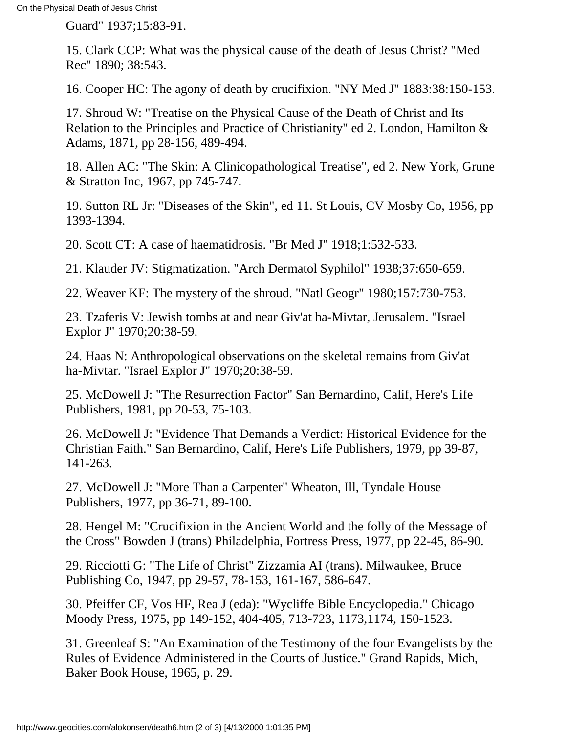Guard" 1937;15:83-91.

15. Clark CCP: What was the physical cause of the death of Jesus Christ? "Med Rec" 1890; 38:543.

16. Cooper HC: The agony of death by crucifixion. "NY Med J" 1883:38:150-153.

17. Shroud W: "Treatise on the Physical Cause of the Death of Christ and Its Relation to the Principles and Practice of Christianity" ed 2. London, Hamilton & Adams, 1871, pp 28-156, 489-494.

18. Allen AC: "The Skin: A Clinicopathological Treatise", ed 2. New York, Grune & Stratton Inc, 1967, pp 745-747.

19. Sutton RL Jr: "Diseases of the Skin", ed 11. St Louis, CV Mosby Co, 1956, pp 1393-1394.

20. Scott CT: A case of haematidrosis. "Br Med J" 1918;1:532-533.

21. Klauder JV: Stigmatization. "Arch Dermatol Syphilol" 1938;37:650-659.

22. Weaver KF: The mystery of the shroud. "Natl Geogr" 1980;157:730-753.

23. Tzaferis V: Jewish tombs at and near Giv'at ha-Mivtar, Jerusalem. "Israel Explor J" 1970;20:38-59.

24. Haas N: Anthropological observations on the skeletal remains from Giv'at ha-Mivtar. "Israel Explor J" 1970;20:38-59.

25. McDowell J: "The Resurrection Factor" San Bernardino, Calif, Here's Life Publishers, 1981, pp 20-53, 75-103.

26. McDowell J: "Evidence That Demands a Verdict: Historical Evidence for the Christian Faith." San Bernardino, Calif, Here's Life Publishers, 1979, pp 39-87, 141-263.

27. McDowell J: "More Than a Carpenter" Wheaton, Ill, Tyndale House Publishers, 1977, pp 36-71, 89-100.

28. Hengel M: "Crucifixion in the Ancient World and the folly of the Message of the Cross" Bowden J (trans) Philadelphia, Fortress Press, 1977, pp 22-45, 86-90.

29. Ricciotti G: "The Life of Christ" Zizzamia AI (trans). Milwaukee, Bruce Publishing Co, 1947, pp 29-57, 78-153, 161-167, 586-647.

30. Pfeiffer CF, Vos HF, Rea J (eda): "Wycliffe Bible Encyclopedia." Chicago Moody Press, 1975, pp 149-152, 404-405, 713-723, 1173,1174, 150-1523.

31. Greenleaf S: "An Examination of the Testimony of the four Evangelists by the Rules of Evidence Administered in the Courts of Justice." Grand Rapids, Mich, Baker Book House, 1965, p. 29.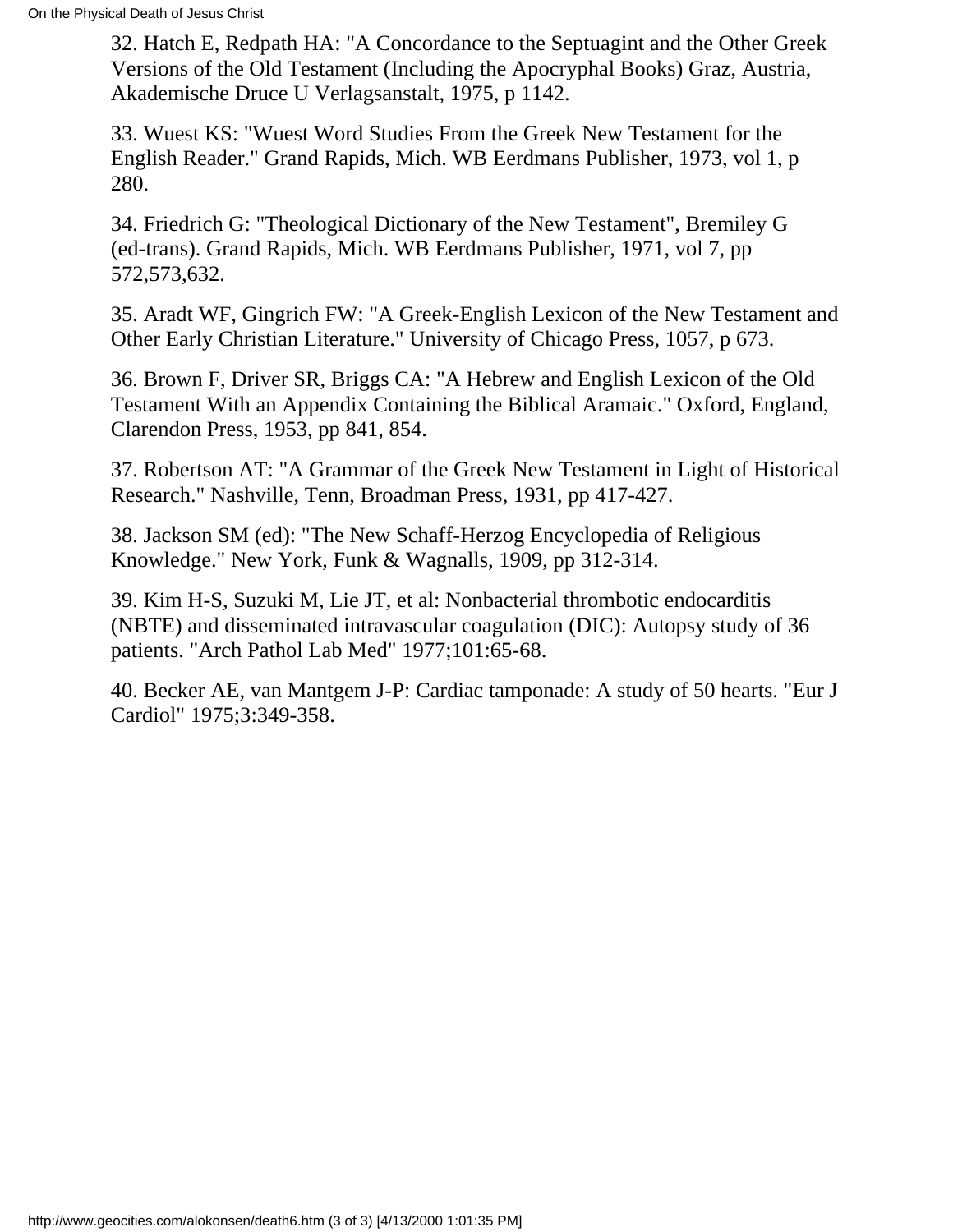32. Hatch E, Redpath HA: "A Concordance to the Septuagint and the Other Greek Versions of the Old Testament (Including the Apocryphal Books) Graz, Austria, Akademische Druce U Verlagsanstalt, 1975, p 1142.

33. Wuest KS: "Wuest Word Studies From the Greek New Testament for the English Reader." Grand Rapids, Mich. WB Eerdmans Publisher, 1973, vol 1, p 280.

34. Friedrich G: "Theological Dictionary of the New Testament", Bremiley G (ed-trans). Grand Rapids, Mich. WB Eerdmans Publisher, 1971, vol 7, pp 572,573,632.

35. Aradt WF, Gingrich FW: "A Greek-English Lexicon of the New Testament and Other Early Christian Literature." University of Chicago Press, 1057, p 673.

36. Brown F, Driver SR, Briggs CA: "A Hebrew and English Lexicon of the Old Testament With an Appendix Containing the Biblical Aramaic." Oxford, England, Clarendon Press, 1953, pp 841, 854.

37. Robertson AT: "A Grammar of the Greek New Testament in Light of Historical Research." Nashville, Tenn, Broadman Press, 1931, pp 417-427.

38. Jackson SM (ed): "The New Schaff-Herzog Encyclopedia of Religious Knowledge." New York, Funk & Wagnalls, 1909, pp 312-314.

39. Kim H-S, Suzuki M, Lie JT, et al: Nonbacterial thrombotic endocarditis (NBTE) and disseminated intravascular coagulation (DIC): Autopsy study of 36 patients. "Arch Pathol Lab Med" 1977;101:65-68.

40. Becker AE, van Mantgem J-P: Cardiac tamponade: A study of 50 hearts. "Eur J Cardiol" 1975;3:349-358.